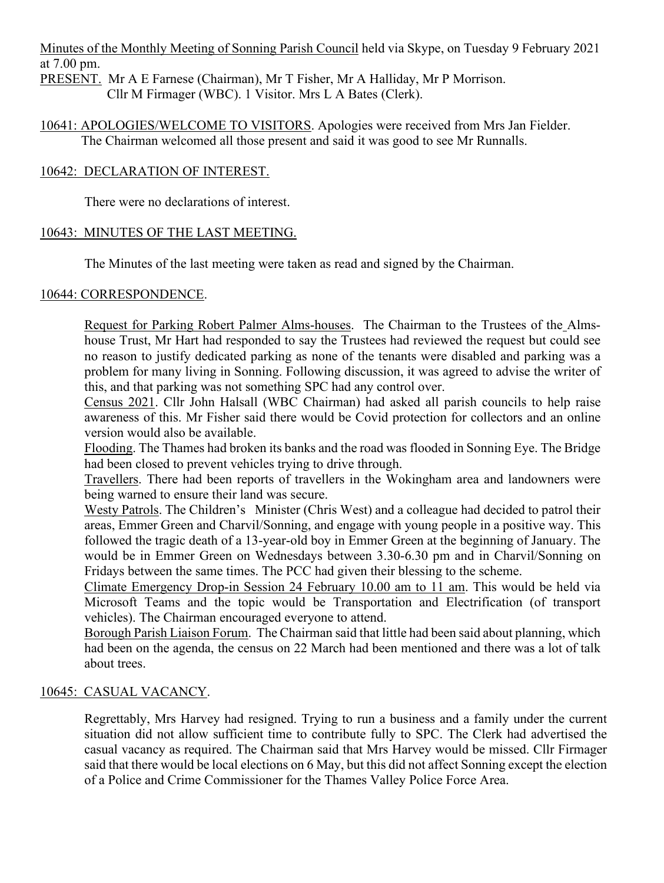Minutes of the Monthly Meeting of Sonning Parish Council held via Skype, on Tuesday 9 February 2021 at 7.00 pm.

PRESENT. Mr A E Farnese (Chairman), Mr T Fisher, Mr A Halliday, Mr P Morrison.
Cllr M Firmager (WBC). 1 Visitor. Mrs L A Bates (Clerk).

10641: APOLOGIES/WELCOME TO VISITORS. Apologies were received from Mrs Jan Fielder. The Chairman welcomed all those present and said it was good to see Mr Runnalls.

10642: DECLARATION OF INTEREST.

There were no declarations of interest.

10643: MINUTES OF THE LAST MEETING.

The Minutes of the last meeting were taken as read and signed by the Chairman.

10644: CORRESPONDENCE.

Request for Parking Robert Palmer Alms-houses. The Chairman to the Trustees of the Alms-house Trust, Mr Hart had responded to say the Trustees had reviewed the request but could see no reason to justify dedicated parking as none of the tenants were disabled and parking was a problem for many living in Sonning. Following discussion, it was agreed to advise the writer of this, and that parking was not something SPC had any control over.

Census 2021. Cllr John Halsall (WBC Chairman) had asked all parish councils to help raise awareness of this. Mr Fisher said there would be Covid protection for collectors and an online version would also be available.

Flooding. The Thames had broken its banks and the road was flooded in Sonning Eye. The Bridge had been closed to prevent vehicles trying to drive through.

Travellers. There had been reports of travellers in the Wokingham area and landowners were being warned to ensure their land was secure.

Westy Patrols. The Children's Minister (Chris West) and a colleague had decided to patrol their areas, Emmer Green and Charvil/Sonning, and engage with young people in a positive way. This followed the tragic death of a 13-year-old boy in Emmer Green at the beginning of January. The would be in Emmer Green on Wednesdays between 3.30-6.30 pm and in Charvil/Sonning on Fridays between the same times. The PCC had given their blessing to the scheme.

Climate Emergency Drop-in Session 24 February 10.00 am to 11 am. This would be held via Microsoft Teams and the topic would be Transportation and Electrification (of transport vehicles). The Chairman encouraged everyone to attend.

Borough Parish Liaison Forum. The Chairman said that little had been said about planning, which had been on the agenda, the census on 22 March had been mentioned and there was a lot of talk about trees.

10645: CASUAL VACANCY.

Regrettably, Mrs Harvey had resigned. Trying to run a business and a family under the current situation did not allow sufficient time to contribute fully to SPC. The Clerk had advertised the casual vacancy as required. The Chairman said that Mrs Harvey would be missed. Cllr Firmager said that there would be local elections on 6 May, but this did not affect Sonning except the election of a Police and Crime Commissioner for the Thames Valley Police Force Area.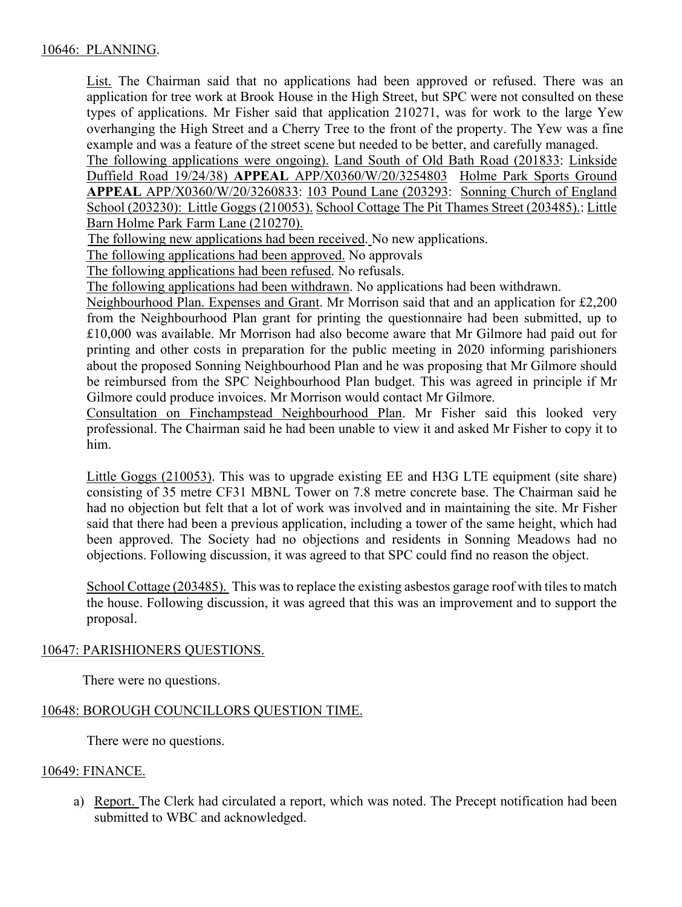10646: PLANNING.

List. The Chairman said that no applications had been approved or refused. There was an application for tree work at Brook House in the High Street, but SPC were not consulted on these types of applications. Mr Fisher said that application 210271, was for work to the large Yew overhanging the High Street and a Cherry Tree to the front of the property. The Yew was a fine example and was a feature of the street scene but needed to be better, and carefully managed.

The following applications were ongoing). Land South of Old Bath Road (201833: Linkside Duffield Road 19/24/38) **APPEAL** APP/X0360/W/20/3254803 Holme Park Sports Ground **APPEAL** APP/X0360/W/20/3260833: 103 Pound Lane (203293: Sonning Church of England School (203230): Little Goggs (210053). School Cottage The Pit Thames Street (203485).: Little Barn Holme Park Farm Lane (210270).

The following new applications had been received. No new applications.

The following applications had been approved. No approvals

The following applications had been refused. No refusals.

The following applications had been withdrawn. No applications had been withdrawn.

Neighbourhood Plan. Expenses and Grant. Mr Morrison said that and an application for £2,200 from the Neighbourhood Plan grant for printing the questionnaire had been submitted, up to £10,000 was available. Mr Morrison had also become aware that Mr Gilmore had paid out for printing and other costs in preparation for the public meeting in 2020 informing parishioners about the proposed Sonning Neighbourhood Plan and he was proposing that Mr Gilmore should be reimbursed from the SPC Neighbourhood Plan budget. This was agreed in principle if Mr Gilmore could produce invoices. Mr Morrison would contact Mr Gilmore.

Consultation on Finchampstead Neighbourhood Plan. Mr Fisher said this looked very professional. The Chairman said he had been unable to view it and asked Mr Fisher to copy it to him.

Little Goggs (210053). This was to upgrade existing EE and H3G LTE equipment (site share) consisting of 35 metre CF31 MBNL Tower on 7.8 metre concrete base. The Chairman said he had no objection but felt that a lot of work was involved and in maintaining the site. Mr Fisher said that there had been a previous application, including a tower of the same height, which had been approved. The Society had no objections and residents in Sonning Meadows had no objections. Following discussion, it was agreed to that SPC could find no reason the object.

School Cottage (203485). This was to replace the existing asbestos garage roof with tiles to match the house. Following discussion, it was agreed that this was an improvement and to support the proposal.

10647: PARISHIONERS QUESTIONS.

There were no questions.

10648: BOROUGH COUNCILLORS QUESTION TIME.

There were no questions.

10649: FINANCE.

a) Report. The Clerk had circulated a report, which was noted. The Precept notification had been submitted to WBC and acknowledged.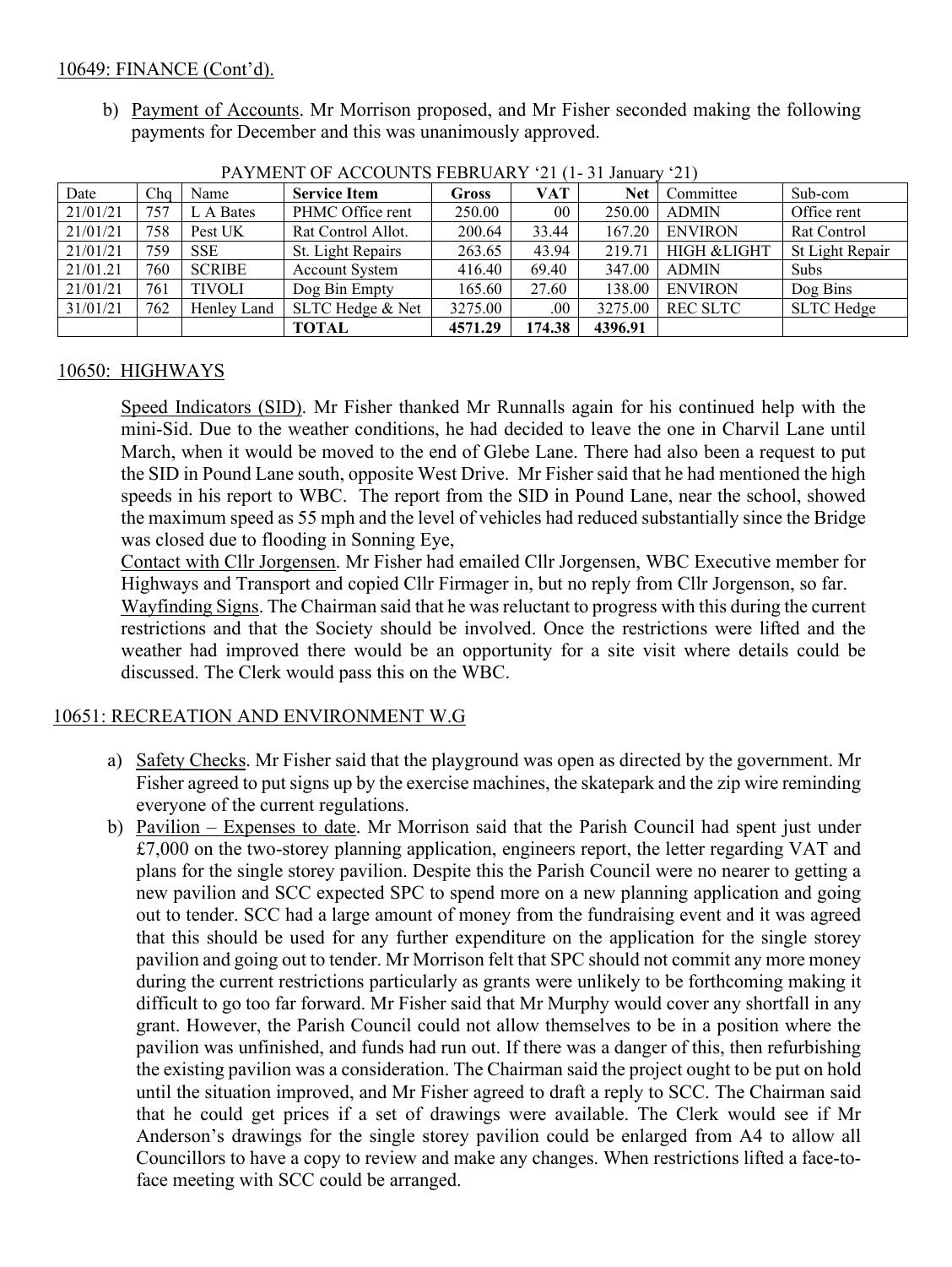10649: FINANCE (Cont'd).

b) Payment of Accounts. Mr Morrison proposed, and Mr Fisher seconded making the following payments for December and this was unanimously approved.

PAYMENT OF ACCOUNTS FEBRUARY '21 (1- 31 January '21)

| Date | Chq | Name | Service Item | Gross | VAT | Net | Committee | Sub-com |
|---|---|---|---|---|---|---|---|---|
| 21/01/21 | 757 | L A Bates | PHMC Office rent | 250.00 | 00 | 250.00 | ADMIN | Office rent |
| 21/01/21 | 758 | Pest UK | Rat Control Allot. | 200.64 | 33.44 | 167.20 | ENVIRON | Rat Control |
| 21/01/21 | 759 | SSE | St. Light Repairs | 263.65 | 43.94 | 219.71 | HIGH &LIGHT | St Light Repair |
| 21/01.21 | 760 | SCRIBE | Account System | 416.40 | 69.40 | 347.00 | ADMIN | Subs |
| 21/01/21 | 761 | TIVOLI | Dog Bin Empty | 165.60 | 27.60 | 138.00 | ENVIRON | Dog Bins |
| 31/01/21 | 762 | Henley Land | SLTC Hedge & Net | 3275.00 | .00 | 3275.00 | REC SLTC | SLTC Hedge |
| | | | **TOTAL** | **4571.29** | **174.38** | **4396.91** | | |

10650: HIGHWAYS

Speed Indicators (SID). Mr Fisher thanked Mr Runnalls again for his continued help with the mini-Sid. Due to the weather conditions, he had decided to leave the one in Charvil Lane until March, when it would be moved to the end of Glebe Lane. There had also been a request to put the SID in Pound Lane south, opposite West Drive. Mr Fisher said that he had mentioned the high speeds in his report to WBC. The report from the SID in Pound Lane, near the school, showed the maximum speed as 55 mph and the level of vehicles had reduced substantially since the Bridge was closed due to flooding in Sonning Eye,

Contact with Cllr Jorgensen. Mr Fisher had emailed Cllr Jorgensen, WBC Executive member for Highways and Transport and copied Cllr Firmager in, but no reply from Cllr Jorgenson, so far.

Wayfinding Signs. The Chairman said that he was reluctant to progress with this during the current restrictions and that the Society should be involved. Once the restrictions were lifted and the weather had improved there would be an opportunity for a site visit where details could be discussed. The Clerk would pass this on the WBC.

10651: RECREATION AND ENVIRONMENT W.G

a) Safety Checks. Mr Fisher said that the playground was open as directed by the government. Mr Fisher agreed to put signs up by the exercise machines, the skatepark and the zip wire reminding everyone of the current regulations.

b) Pavilion – Expenses to date. Mr Morrison said that the Parish Council had spent just under £7,000 on the two-storey planning application, engineers report, the letter regarding VAT and plans for the single storey pavilion. Despite this the Parish Council were no nearer to getting a new pavilion and SCC expected SPC to spend more on a new planning application and going out to tender. SCC had a large amount of money from the fundraising event and it was agreed that this should be used for any further expenditure on the application for the single storey pavilion and going out to tender. Mr Morrison felt that SPC should not commit any more money during the current restrictions particularly as grants were unlikely to be forthcoming making it difficult to go too far forward. Mr Fisher said that Mr Murphy would cover any shortfall in any grant. However, the Parish Council could not allow themselves to be in a position where the pavilion was unfinished, and funds had run out. If there was a danger of this, then refurbishing the existing pavilion was a consideration. The Chairman said the project ought to be put on hold until the situation improved, and Mr Fisher agreed to draft a reply to SCC. The Chairman said that he could get prices if a set of drawings were available. The Clerk would see if Mr Anderson's drawings for the single storey pavilion could be enlarged from A4 to allow all Councillors to have a copy to review and make any changes. When restrictions lifted a face-to-face meeting with SCC could be arranged.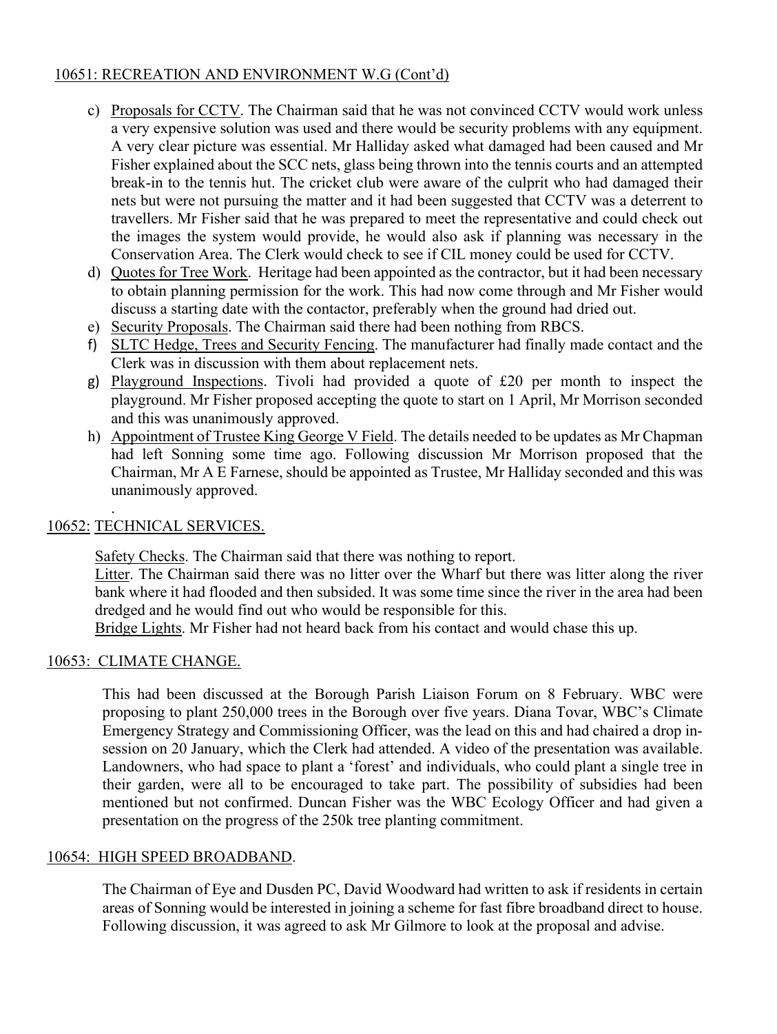10651: RECREATION AND ENVIRONMENT W.G (Cont'd)

c) Proposals for CCTV. The Chairman said that he was not convinced CCTV would work unless a very expensive solution was used and there would be security problems with any equipment. A very clear picture was essential. Mr Halliday asked what damaged had been caused and Mr Fisher explained about the SCC nets, glass being thrown into the tennis courts and an attempted break-in to the tennis hut. The cricket club were aware of the culprit who had damaged their nets but were not pursuing the matter and it had been suggested that CCTV was a deterrent to travellers. Mr Fisher said that he was prepared to meet the representative and could check out the images the system would provide, he would also ask if planning was necessary in the Conservation Area. The Clerk would check to see if CIL money could be used for CCTV.
d) Quotes for Tree Work. Heritage had been appointed as the contractor, but it had been necessary to obtain planning permission for the work. This had now come through and Mr Fisher would discuss a starting date with the contactor, preferably when the ground had dried out.
e) Security Proposals. The Chairman said there had been nothing from RBCS.
f) SLTC Hedge, Trees and Security Fencing. The manufacturer had finally made contact and the Clerk was in discussion with them about replacement nets.
g) Playground Inspections. Tivoli had provided a quote of £20 per month to inspect the playground. Mr Fisher proposed accepting the quote to start on 1 April, Mr Morrison seconded and this was unanimously approved.
h) Appointment of Trustee King George V Field. The details needed to be updates as Mr Chapman had left Sonning some time ago. Following discussion Mr Morrison proposed that the Chairman, Mr A E Farnese, should be appointed as Trustee, Mr Halliday seconded and this was unanimously approved.

10652: TECHNICAL SERVICES.

Safety Checks. The Chairman said that there was nothing to report.
Litter. The Chairman said there was no litter over the Wharf but there was litter along the river bank where it had flooded and then subsided. It was some time since the river in the area had been dredged and he would find out who would be responsible for this.
Bridge Lights. Mr Fisher had not heard back from his contact and would chase this up.

10653: CLIMATE CHANGE.

This had been discussed at the Borough Parish Liaison Forum on 8 February. WBC were proposing to plant 250,000 trees in the Borough over five years. Diana Tovar, WBC's Climate Emergency Strategy and Commissioning Officer, was the lead on this and had chaired a drop in-session on 20 January, which the Clerk had attended. A video of the presentation was available. Landowners, who had space to plant a 'forest' and individuals, who could plant a single tree in their garden, were all to be encouraged to take part. The possibility of subsidies had been mentioned but not confirmed. Duncan Fisher was the WBC Ecology Officer and had given a presentation on the progress of the 250k tree planting commitment.

10654: HIGH SPEED BROADBAND.

The Chairman of Eye and Dusden PC, David Woodward had written to ask if residents in certain areas of Sonning would be interested in joining a scheme for fast fibre broadband direct to house. Following discussion, it was agreed to ask Mr Gilmore to look at the proposal and advise.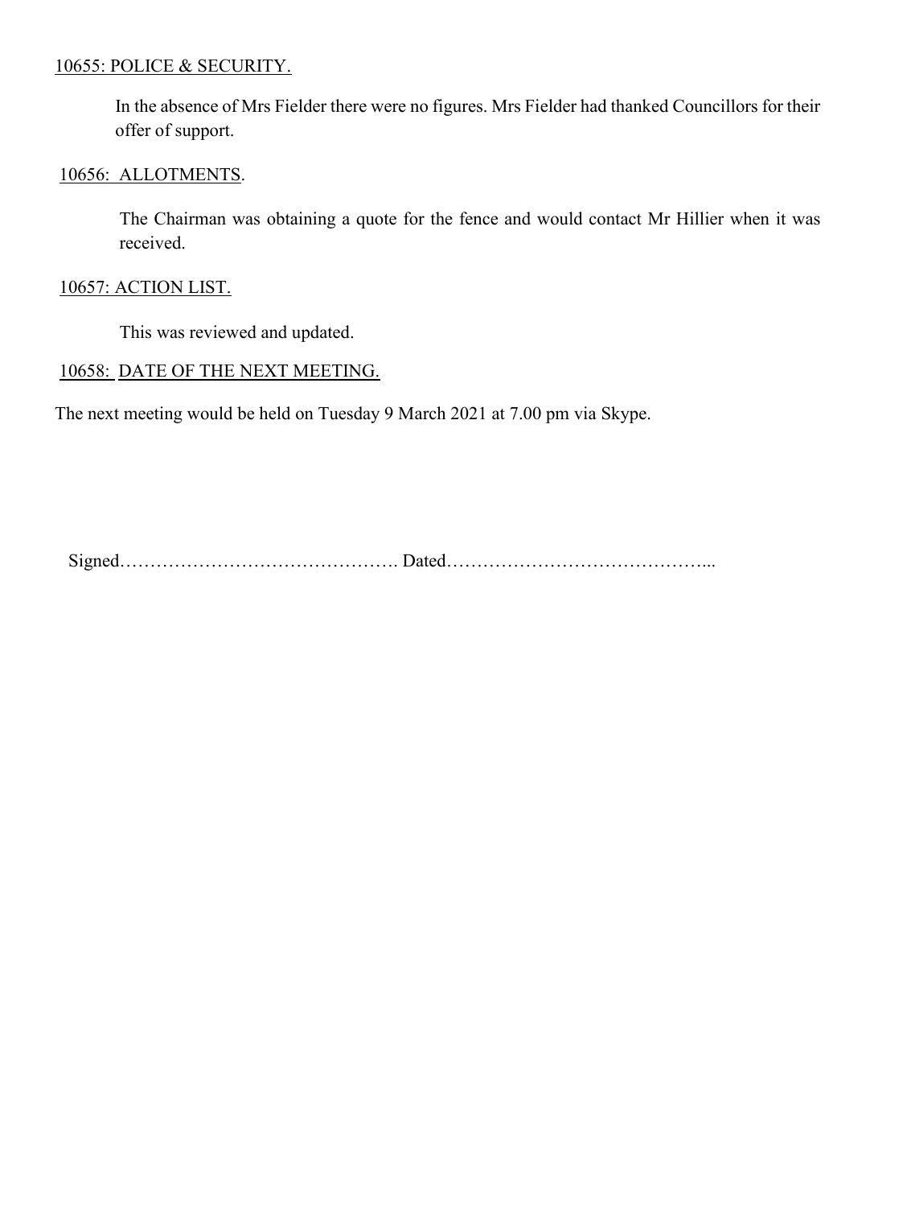10655: POLICE & SECURITY.

In the absence of Mrs Fielder there were no figures. Mrs Fielder had thanked Councillors for their offer of support.

10656: ALLOTMENTS.

The Chairman was obtaining a quote for the fence and would contact Mr Hillier when it was received.

10657: ACTION LIST.

This was reviewed and updated.

10658: DATE OF THE NEXT MEETING.

The next meeting would be held on Tuesday 9 March 2021 at 7.00 pm via Skype.

Signed………………………………………. Dated……………………………………...